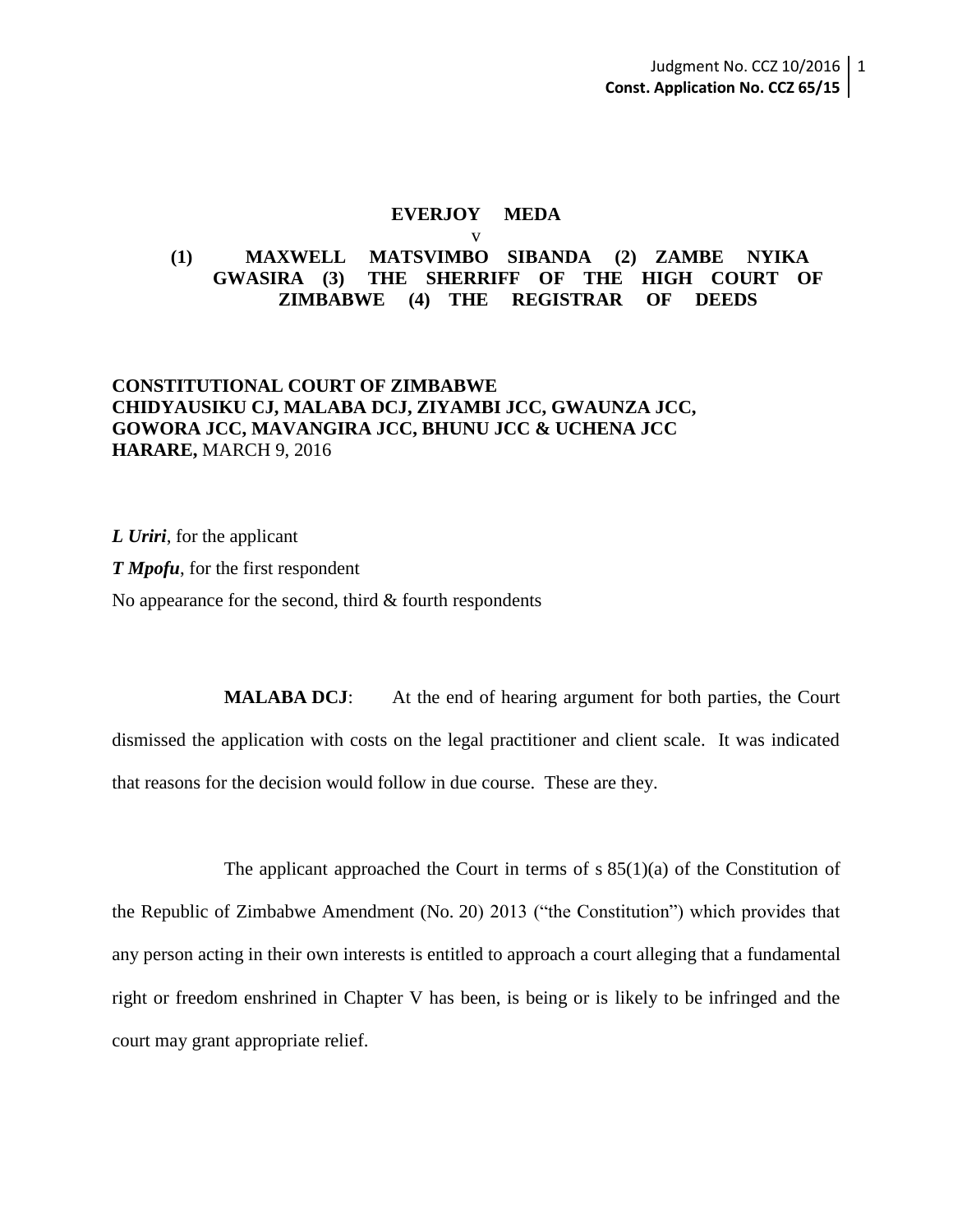**EVERJOY MEDA**

v

**(1) MAXWELL MATSVIMBO SIBANDA (2) ZAMBE NYIKA GWASIRA (3) THE SHERRIFF OF THE HIGH COURT OF ZIMBABWE (4) THE REGISTRAR OF DEEDS**

**CONSTITUTIONAL COURT OF ZIMBABWE**
**CHIDYAUSIKU CJ, MALABA DCJ, ZIYAMBI JCC, GWAUNZA JCC, GOWORA JCC, MAVANGIRA JCC, BHUNU JCC & UCHENA JCC**
**HARARE,** MARCH 9, 2016

***L Uriri***, for the applicant

***T Mpofu***, for the first respondent

No appearance for the second, third & fourth respondents

**MALABA DCJ**: At the end of hearing argument for both parties, the Court dismissed the application with costs on the legal practitioner and client scale. It was indicated that reasons for the decision would follow in due course. These are they.

The applicant approached the Court in terms of s 85(1)(a) of the Constitution of the Republic of Zimbabwe Amendment (No. 20) 2013 ("the Constitution") which provides that any person acting in their own interests is entitled to approach a court alleging that a fundamental right or freedom enshrined in Chapter V has been, is being or is likely to be infringed and the court may grant appropriate relief.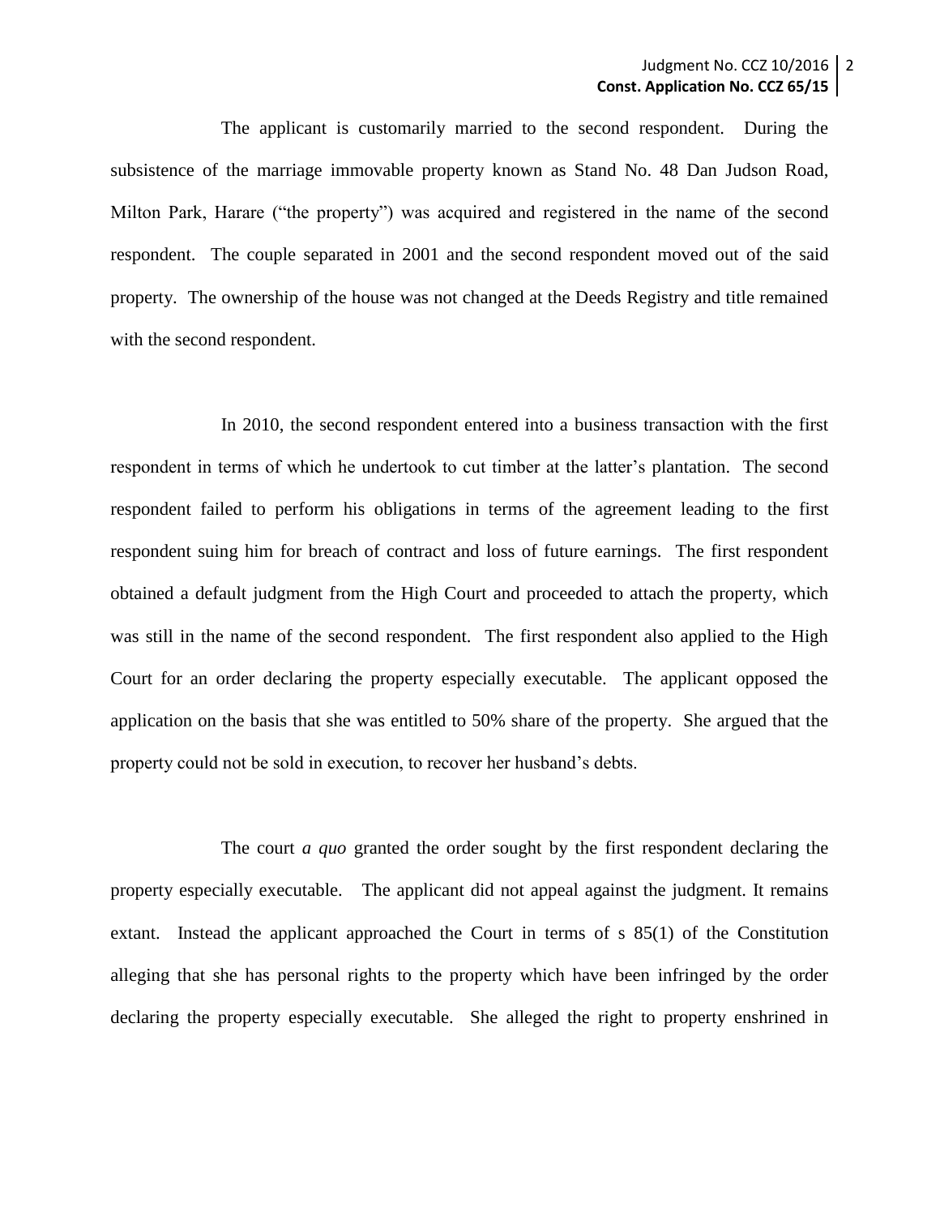The applicant is customarily married to the second respondent. During the subsistence of the marriage immovable property known as Stand No. 48 Dan Judson Road, Milton Park, Harare ("the property") was acquired and registered in the name of the second respondent. The couple separated in 2001 and the second respondent moved out of the said property. The ownership of the house was not changed at the Deeds Registry and title remained with the second respondent.

In 2010, the second respondent entered into a business transaction with the first respondent in terms of which he undertook to cut timber at the latter's plantation. The second respondent failed to perform his obligations in terms of the agreement leading to the first respondent suing him for breach of contract and loss of future earnings. The first respondent obtained a default judgment from the High Court and proceeded to attach the property, which was still in the name of the second respondent. The first respondent also applied to the High Court for an order declaring the property especially executable. The applicant opposed the application on the basis that she was entitled to 50% share of the property. She argued that the property could not be sold in execution, to recover her husband's debts.

The court *a quo* granted the order sought by the first respondent declaring the property especially executable. The applicant did not appeal against the judgment. It remains extant. Instead the applicant approached the Court in terms of s 85(1) of the Constitution alleging that she has personal rights to the property which have been infringed by the order declaring the property especially executable. She alleged the right to property enshrined in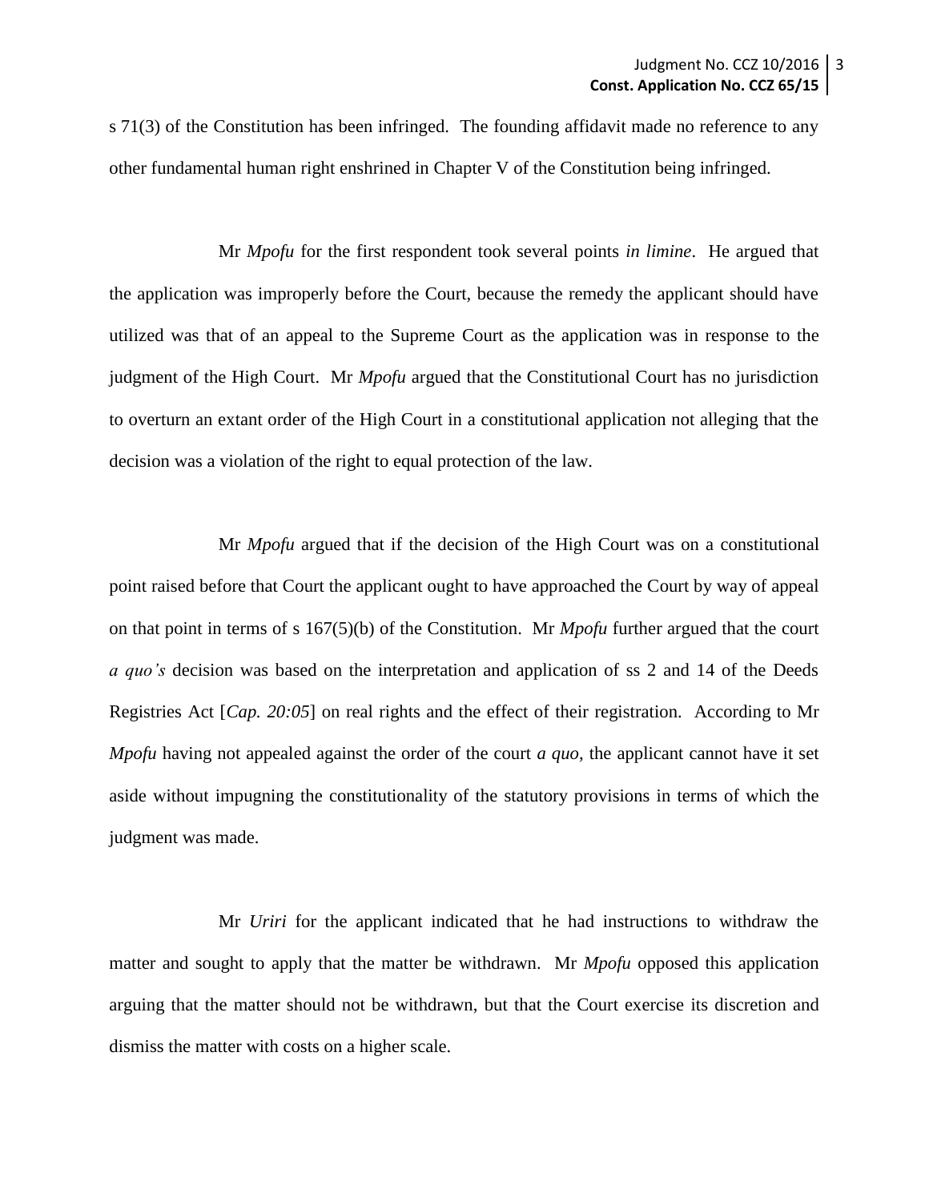s 71(3) of the Constitution has been infringed. The founding affidavit made no reference to any other fundamental human right enshrined in Chapter V of the Constitution being infringed.

Mr *Mpofu* for the first respondent took several points *in limine*. He argued that the application was improperly before the Court, because the remedy the applicant should have utilized was that of an appeal to the Supreme Court as the application was in response to the judgment of the High Court. Mr *Mpofu* argued that the Constitutional Court has no jurisdiction to overturn an extant order of the High Court in a constitutional application not alleging that the decision was a violation of the right to equal protection of the law.

Mr *Mpofu* argued that if the decision of the High Court was on a constitutional point raised before that Court the applicant ought to have approached the Court by way of appeal on that point in terms of s 167(5)(b) of the Constitution. Mr *Mpofu* further argued that the court *a quo's* decision was based on the interpretation and application of ss 2 and 14 of the Deeds Registries Act [*Cap. 20:05*] on real rights and the effect of their registration. According to Mr *Mpofu* having not appealed against the order of the court *a quo*, the applicant cannot have it set aside without impugning the constitutionality of the statutory provisions in terms of which the judgment was made.

Mr *Uriri* for the applicant indicated that he had instructions to withdraw the matter and sought to apply that the matter be withdrawn. Mr *Mpofu* opposed this application arguing that the matter should not be withdrawn, but that the Court exercise its discretion and dismiss the matter with costs on a higher scale.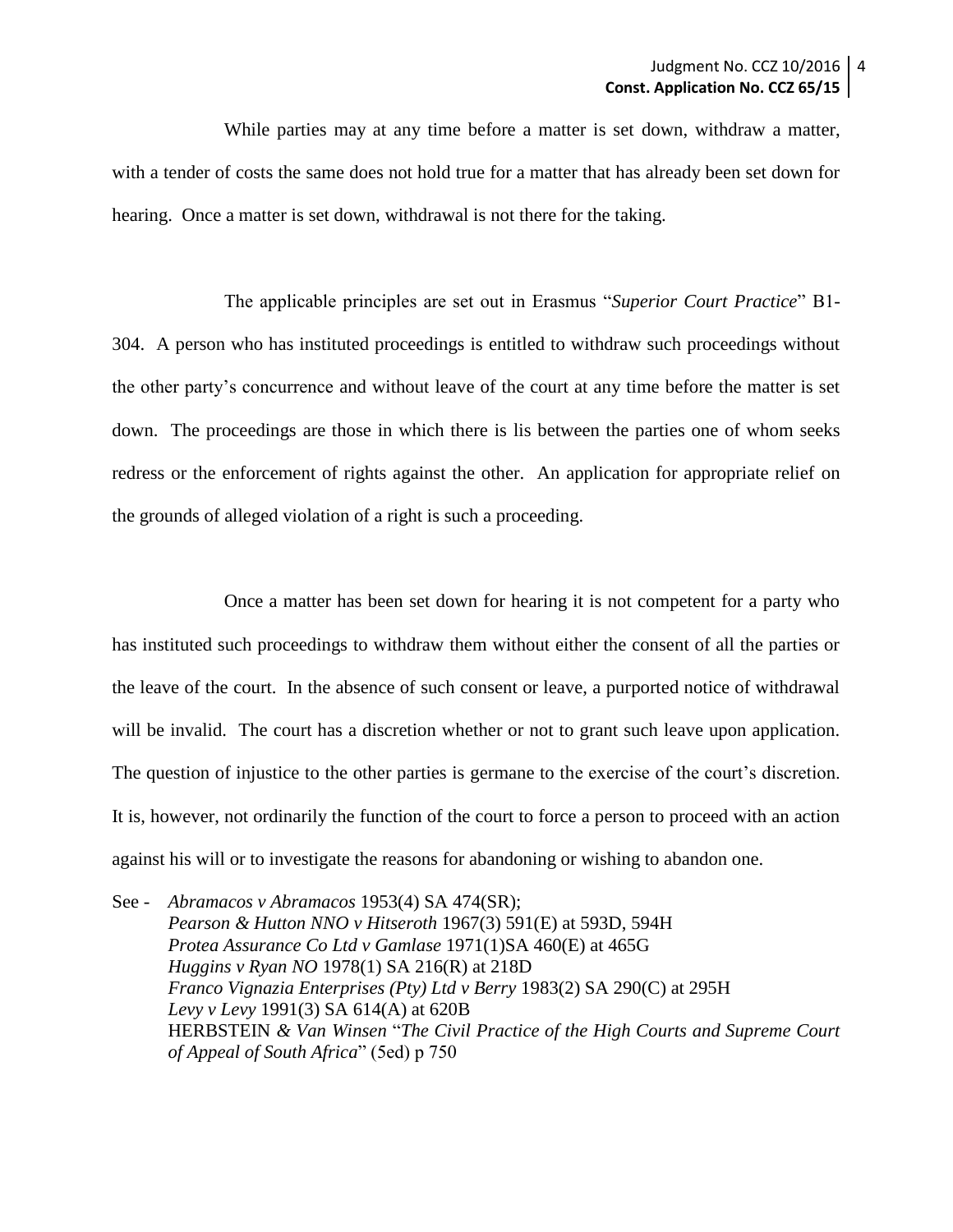While parties may at any time before a matter is set down, withdraw a matter, with a tender of costs the same does not hold true for a matter that has already been set down for hearing. Once a matter is set down, withdrawal is not there for the taking.

The applicable principles are set out in Erasmus "*Superior Court Practice*" B1-304. A person who has instituted proceedings is entitled to withdraw such proceedings without the other party's concurrence and without leave of the court at any time before the matter is set down. The proceedings are those in which there is lis between the parties one of whom seeks redress or the enforcement of rights against the other. An application for appropriate relief on the grounds of alleged violation of a right is such a proceeding.

Once a matter has been set down for hearing it is not competent for a party who has instituted such proceedings to withdraw them without either the consent of all the parties or the leave of the court. In the absence of such consent or leave, a purported notice of withdrawal will be invalid. The court has a discretion whether or not to grant such leave upon application. The question of injustice to the other parties is germane to the exercise of the court's discretion. It is, however, not ordinarily the function of the court to force a person to proceed with an action against his will or to investigate the reasons for abandoning or wishing to abandon one.

See - *Abramacos v Abramacos* 1953(4) SA 474(SR);
*Pearson & Hutton NNO v Hitseroth* 1967(3) 591(E) at 593D, 594H
*Protea Assurance Co Ltd v Gamlase* 1971(1)SA 460(E) at 465G
*Huggins v Ryan NO* 1978(1) SA 216(R) at 218D
*Franco Vignazia Enterprises (Pty) Ltd v Berry* 1983(2) SA 290(C) at 295H
*Levy v Levy* 1991(3) SA 614(A) at 620B
HERBSTEIN *& Van Winsen* "*The Civil Practice of the High Courts and Supreme Court of Appeal of South Africa*" (5ed) p 750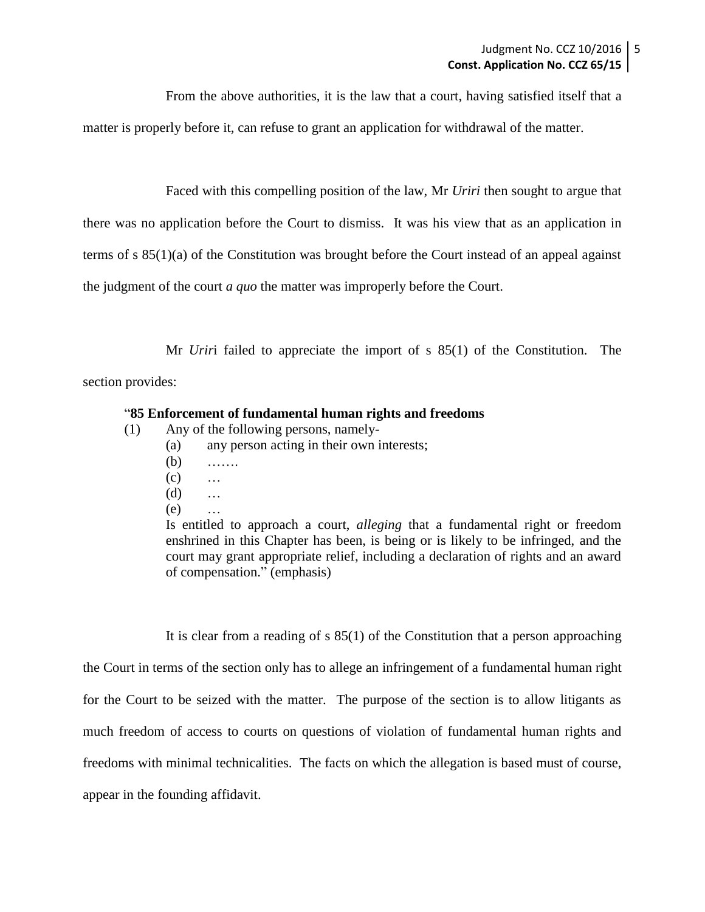From the above authorities, it is the law that a court, having satisfied itself that a matter is properly before it, can refuse to grant an application for withdrawal of the matter.

Faced with this compelling position of the law, Mr *Uriri* then sought to argue that there was no application before the Court to dismiss. It was his view that as an application in terms of s 85(1)(a) of the Constitution was brought before the Court instead of an appeal against the judgment of the court *a quo* the matter was improperly before the Court.

Mr *Urir*i failed to appreciate the import of s 85(1) of the Constitution. The section provides:

> "**85 Enforcement of fundamental human rights and freedoms**
>
> (1) Any of the following persons, namely-
>
> (a) any person acting in their own interests;
>
> (b) …….
>
> (c) …
>
> (d) …
>
> (e) …
>
> Is entitled to approach a court, *alleging* that a fundamental right or freedom enshrined in this Chapter has been, is being or is likely to be infringed, and the court may grant appropriate relief, including a declaration of rights and an award of compensation." (emphasis)

It is clear from a reading of s 85(1) of the Constitution that a person approaching the Court in terms of the section only has to allege an infringement of a fundamental human right for the Court to be seized with the matter. The purpose of the section is to allow litigants as much freedom of access to courts on questions of violation of fundamental human rights and freedoms with minimal technicalities. The facts on which the allegation is based must of course, appear in the founding affidavit.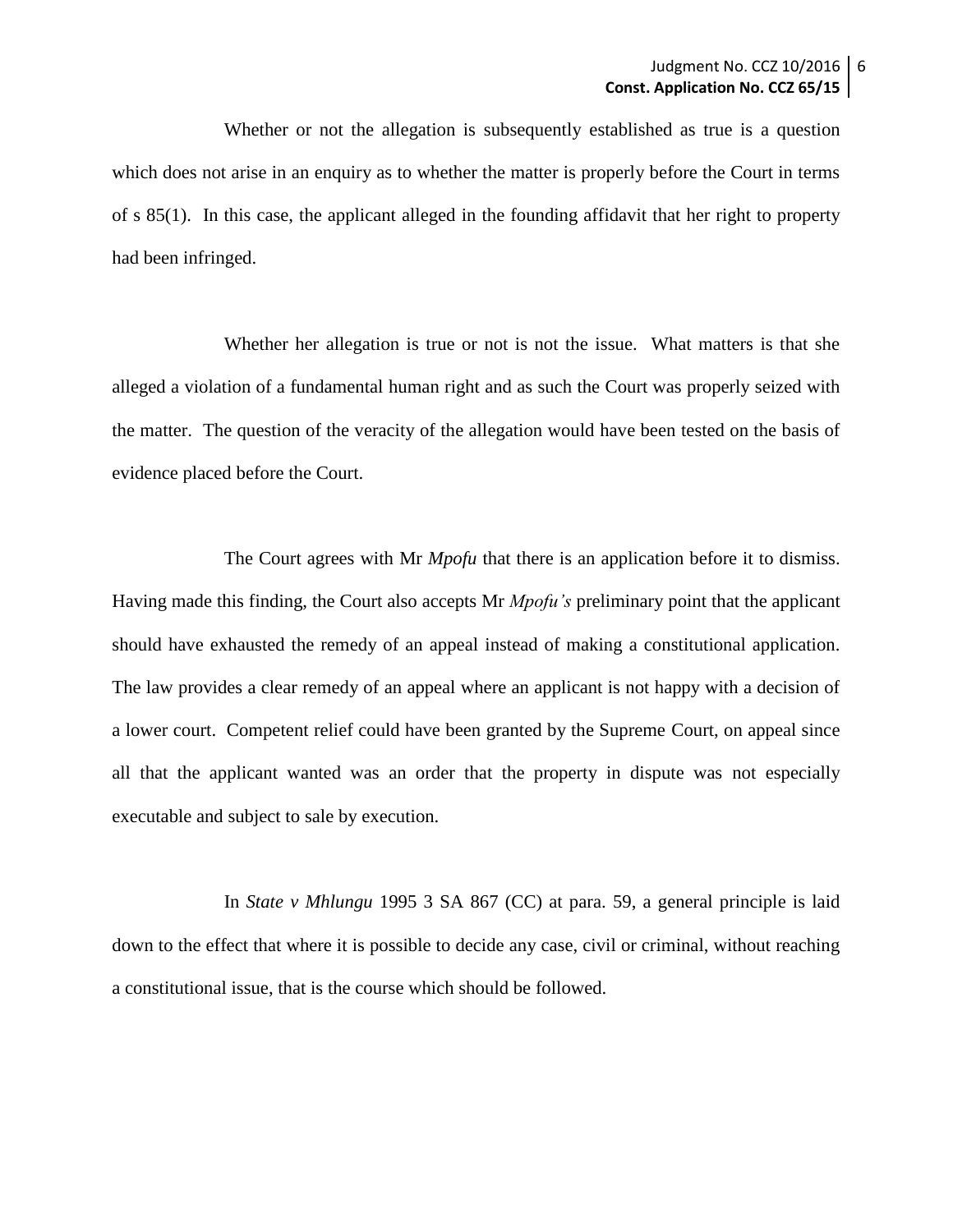Whether or not the allegation is subsequently established as true is a question which does not arise in an enquiry as to whether the matter is properly before the Court in terms of s 85(1). In this case, the applicant alleged in the founding affidavit that her right to property had been infringed.

Whether her allegation is true or not is not the issue. What matters is that she alleged a violation of a fundamental human right and as such the Court was properly seized with the matter. The question of the veracity of the allegation would have been tested on the basis of evidence placed before the Court.

The Court agrees with Mr *Mpofu* that there is an application before it to dismiss. Having made this finding, the Court also accepts Mr *Mpofu's* preliminary point that the applicant should have exhausted the remedy of an appeal instead of making a constitutional application. The law provides a clear remedy of an appeal where an applicant is not happy with a decision of a lower court. Competent relief could have been granted by the Supreme Court, on appeal since all that the applicant wanted was an order that the property in dispute was not especially executable and subject to sale by execution.

In *State v Mhlungu* 1995 3 SA 867 (CC) at para. 59, a general principle is laid down to the effect that where it is possible to decide any case, civil or criminal, without reaching a constitutional issue, that is the course which should be followed.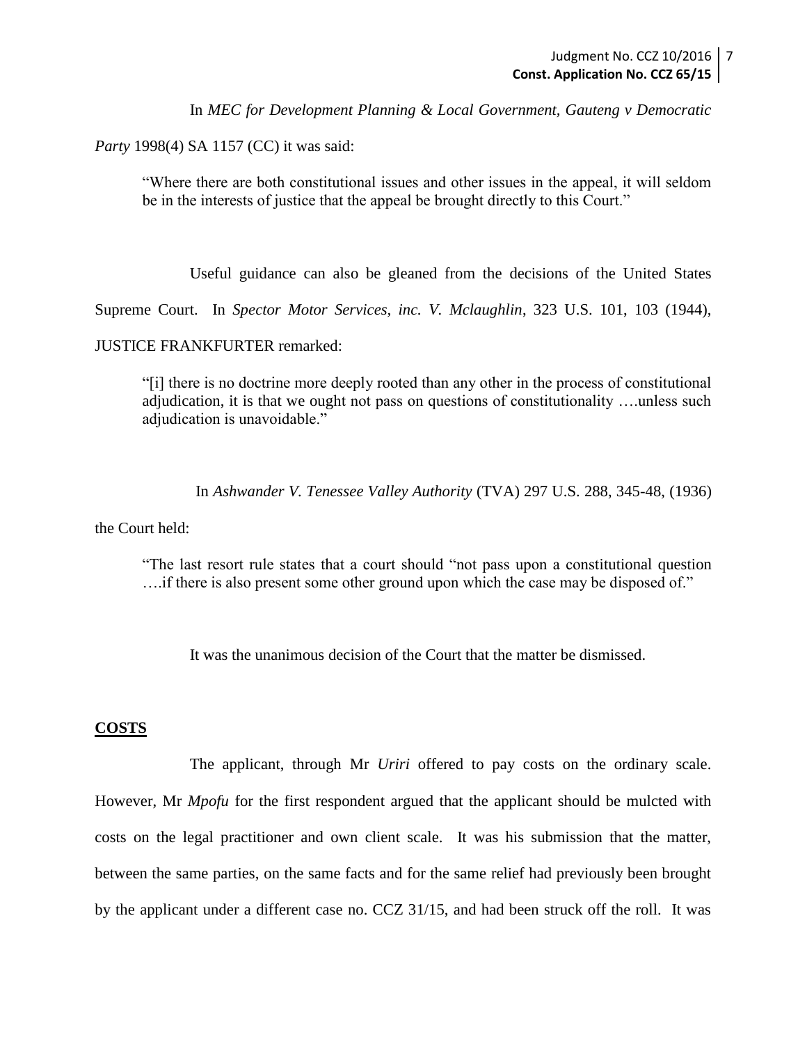In *MEC for Development Planning & Local Government, Gauteng v Democratic Party* 1998(4) SA 1157 (CC) it was said:

> "Where there are both constitutional issues and other issues in the appeal, it will seldom be in the interests of justice that the appeal be brought directly to this Court."

Useful guidance can also be gleaned from the decisions of the United States Supreme Court. In *Spector Motor Services, inc. V. Mclaughlin*, 323 U.S. 101, 103 (1944), JUSTICE FRANKFURTER remarked:

> "[i] there is no doctrine more deeply rooted than any other in the process of constitutional adjudication, it is that we ought not pass on questions of constitutionality ….unless such adjudication is unavoidable."

In *Ashwander V. Tenessee Valley Authority* (TVA) 297 U.S. 288, 345-48, (1936) the Court held:

> "The last resort rule states that a court should "not pass upon a constitutional question ….if there is also present some other ground upon which the case may be disposed of."

It was the unanimous decision of the Court that the matter be dismissed.

## COSTS

The applicant, through Mr *Uriri* offered to pay costs on the ordinary scale. However, Mr *Mpofu* for the first respondent argued that the applicant should be mulcted with costs on the legal practitioner and own client scale. It was his submission that the matter, between the same parties, on the same facts and for the same relief had previously been brought by the applicant under a different case no. CCZ 31/15, and had been struck off the roll. It was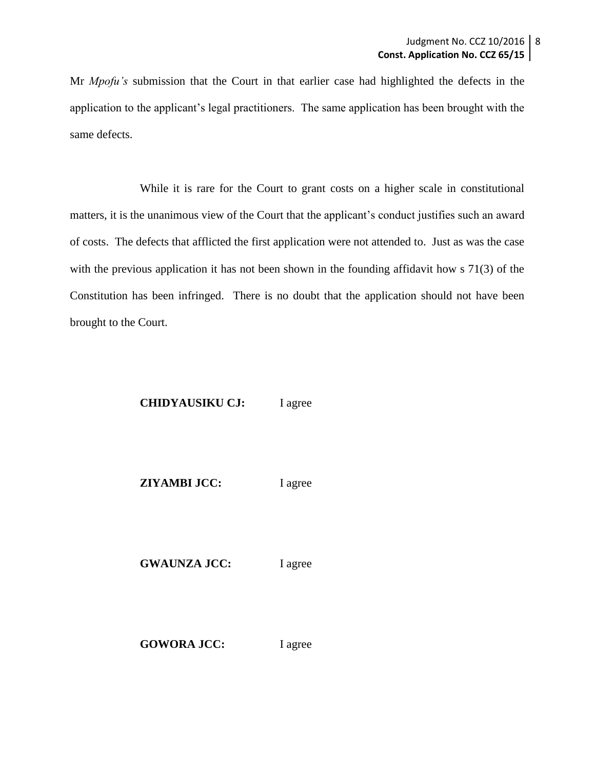Mr *Mpofu's* submission that the Court in that earlier case had highlighted the defects in the application to the applicant's legal practitioners. The same application has been brought with the same defects.

While it is rare for the Court to grant costs on a higher scale in constitutional matters, it is the unanimous view of the Court that the applicant's conduct justifies such an award of costs. The defects that afflicted the first application were not attended to. Just as was the case with the previous application it has not been shown in the founding affidavit how s 71(3) of the Constitution has been infringed. There is no doubt that the application should not have been brought to the Court.

**CHIDYAUSIKU CJ:** I agree

**ZIYAMBI JCC:** I agree

**GWAUNZA JCC:** I agree

**GOWORA JCC:** I agree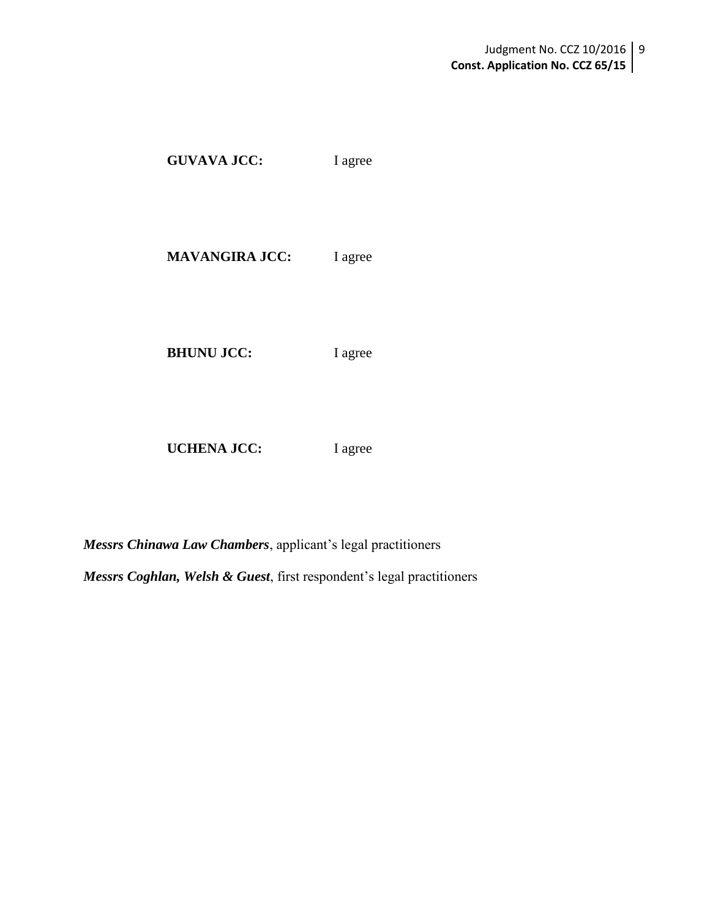**GUVAVA JCC:** I agree

**MAVANGIRA JCC:** I agree

**BHUNU JCC:** I agree

**UCHENA JCC:** I agree

***Messrs Chinawa Law Chambers***, applicant's legal practitioners

***Messrs Coghlan, Welsh & Guest***, first respondent's legal practitioners